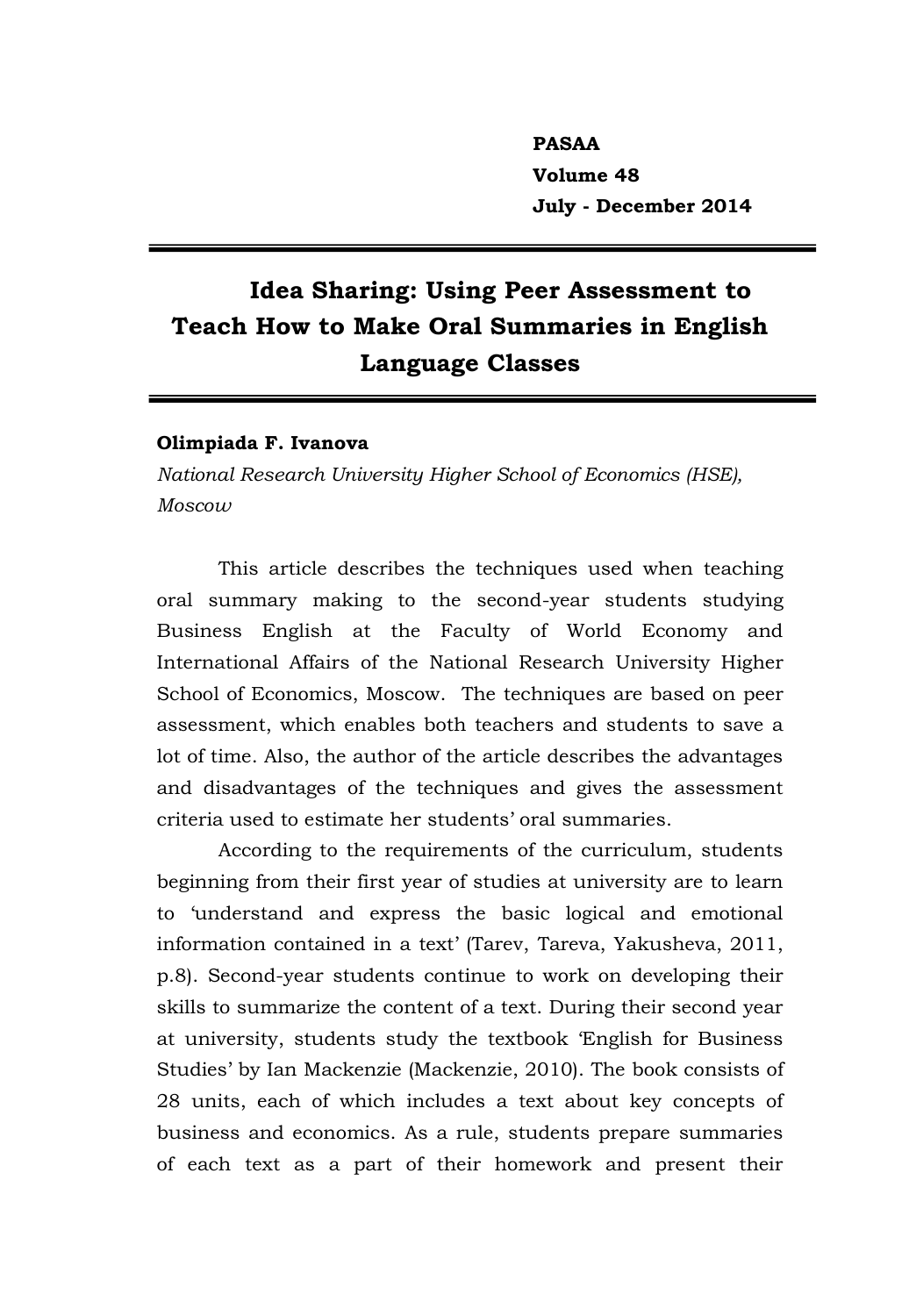# Idea Sharing: Using Peer Assessment to Teach How to Make Oral Summaries in English Language Classes

**Olimpiada F. Ivanova**

*National Research University Higher School of Economics (HSE), Moscow*

This article describes the techniques used when teaching oral summary making to the second-year students studying Business English at the Faculty of World Economy and International Affairs of the National Research University Higher School of Economics, Moscow. The techniques are based on peer assessment, which enables both teachers and students to save a lot of time. Also, the author of the article describes the advantages and disadvantages of the techniques and gives the assessment criteria used to estimate her students' oral summaries.

According to the requirements of the curriculum, students beginning from their first year of studies at university are to learn to 'understand and express the basic logical and emotional information contained in a text' (Tarev, Tareva, Yakusheva, 2011, p.8). Second-year students continue to work on developing their skills to summarize the content of a text. During their second year at university, students study the textbook 'English for Business Studies' by Ian Mackenzie (Mackenzie, 2010). The book consists of 28 units, each of which includes a text about key concepts of business and economics. As a rule, students prepare summaries of each text as a part of their homework and present their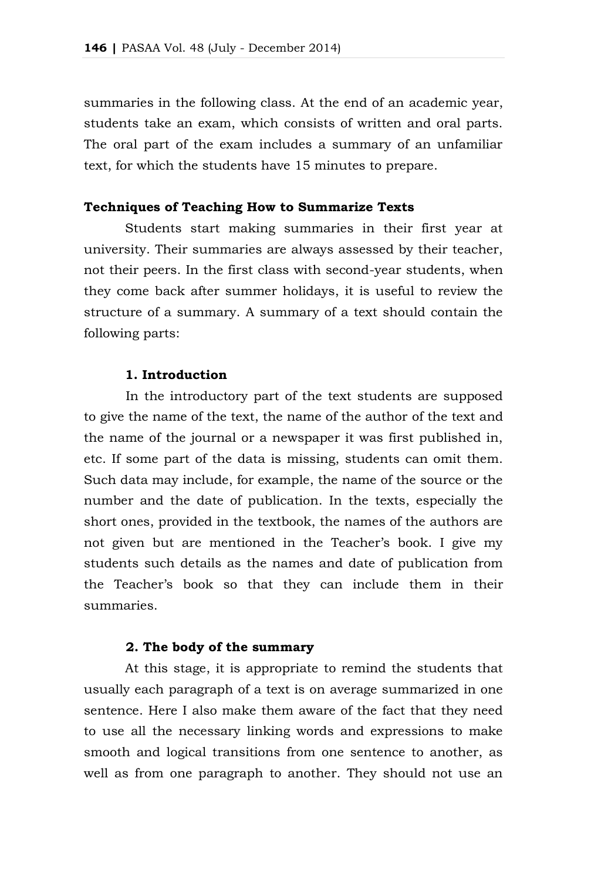summaries in the following class. At the end of an academic year, students take an exam, which consists of written and oral parts. The oral part of the exam includes a summary of an unfamiliar text, for which the students have 15 minutes to prepare.

## Techniques of Teaching How to Summarize Texts

Students start making summaries in their first year at university. Their summaries are always assessed by their teacher, not their peers. In the first class with second-year students, when they come back after summer holidays, it is useful to review the structure of a summary. A summary of a text should contain the following parts:

### 1. Introduction

In the introductory part of the text students are supposed to give the name of the text, the name of the author of the text and the name of the journal or a newspaper it was first published in, etc. If some part of the data is missing, students can omit them. Such data may include, for example, the name of the source or the number and the date of publication. In the texts, especially the short ones, provided in the textbook, the names of the authors are not given but are mentioned in the Teacher's book. I give my students such details as the names and date of publication from the Teacher's book so that they can include them in their summaries.

### 2. The body of the summary

At this stage, it is appropriate to remind the students that usually each paragraph of a text is on average summarized in one sentence. Here I also make them aware of the fact that they need to use all the necessary linking words and expressions to make smooth and logical transitions from one sentence to another, as well as from one paragraph to another. They should not use an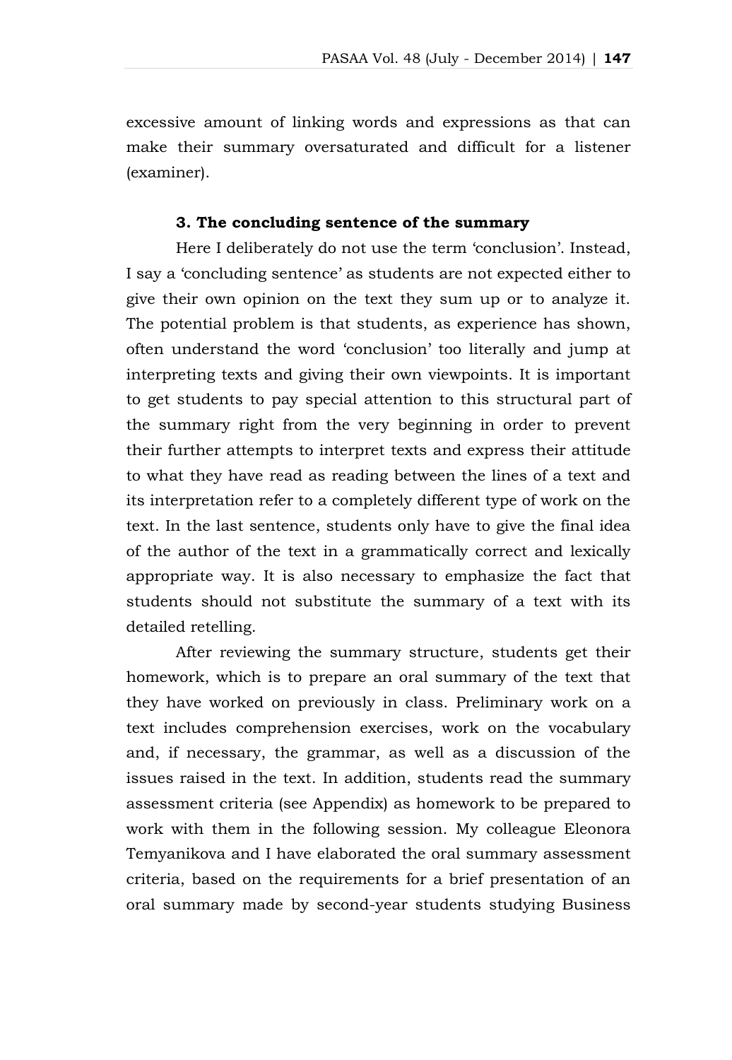excessive amount of linking words and expressions as that can make their summary oversaturated and difficult for a listener (examiner).

### 3. The concluding sentence of the summary

Here I deliberately do not use the term 'conclusion'. Instead, I say a 'concluding sentence' as students are not expected either to give their own opinion on the text they sum up or to analyze it. The potential problem is that students, as experience has shown, often understand the word 'conclusion' too literally and jump at interpreting texts and giving their own viewpoints. It is important to get students to pay special attention to this structural part of the summary right from the very beginning in order to prevent their further attempts to interpret texts and express their attitude to what they have read as reading between the lines of a text and its interpretation refer to a completely different type of work on the text. In the last sentence, students only have to give the final idea of the author of the text in a grammatically correct and lexically appropriate way. It is also necessary to emphasize the fact that students should not substitute the summary of a text with its detailed retelling.

After reviewing the summary structure, students get their homework, which is to prepare an oral summary of the text that they have worked on previously in class. Preliminary work on a text includes comprehension exercises, work on the vocabulary and, if necessary, the grammar, as well as a discussion of the issues raised in the text. In addition, students read the summary assessment criteria (see Appendix) as homework to be prepared to work with them in the following session. My colleague Eleonora Temyanikova and I have elaborated the oral summary assessment criteria, based on the requirements for a brief presentation of an oral summary made by second-year students studying Business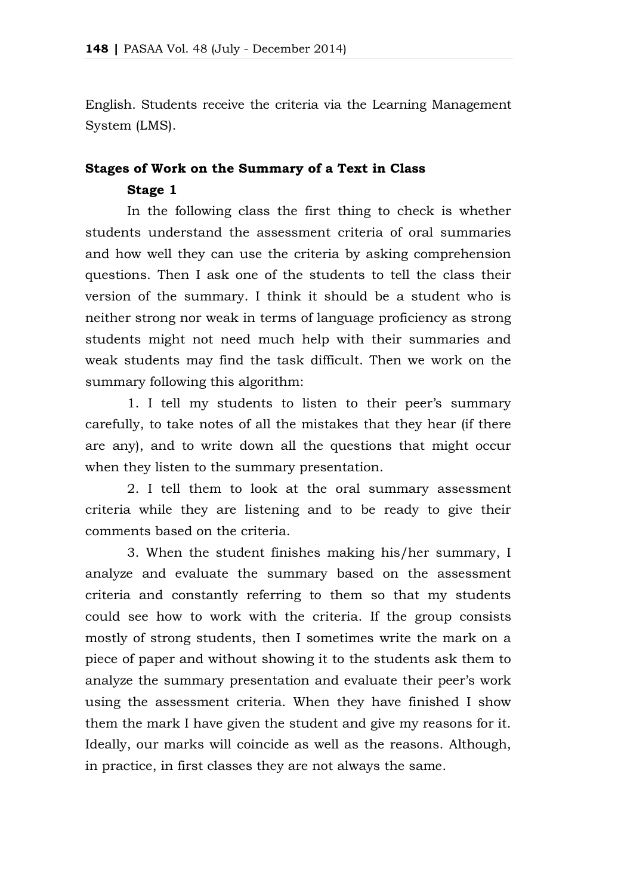English. Students receive the criteria via the Learning Management System (LMS).

## Stages of Work on the Summary of a Text in Class

### Stage 1

In the following class the first thing to check is whether students understand the assessment criteria of oral summaries and how well they can use the criteria by asking comprehension questions. Then I ask one of the students to tell the class their version of the summary. I think it should be a student who is neither strong nor weak in terms of language proficiency as strong students might not need much help with their summaries and weak students may find the task difficult. Then we work on the summary following this algorithm:

1. I tell my students to listen to their peer's summary carefully, to take notes of all the mistakes that they hear (if there are any), and to write down all the questions that might occur when they listen to the summary presentation.

2. I tell them to look at the oral summary assessment criteria while they are listening and to be ready to give their comments based on the criteria.

3. When the student finishes making his/her summary, I analyze and evaluate the summary based on the assessment criteria and constantly referring to them so that my students could see how to work with the criteria. If the group consists mostly of strong students, then I sometimes write the mark on a piece of paper and without showing it to the students ask them to analyze the summary presentation and evaluate their peer's work using the assessment criteria. When they have finished I show them the mark I have given the student and give my reasons for it. Ideally, our marks will coincide as well as the reasons. Although, in practice, in first classes they are not always the same.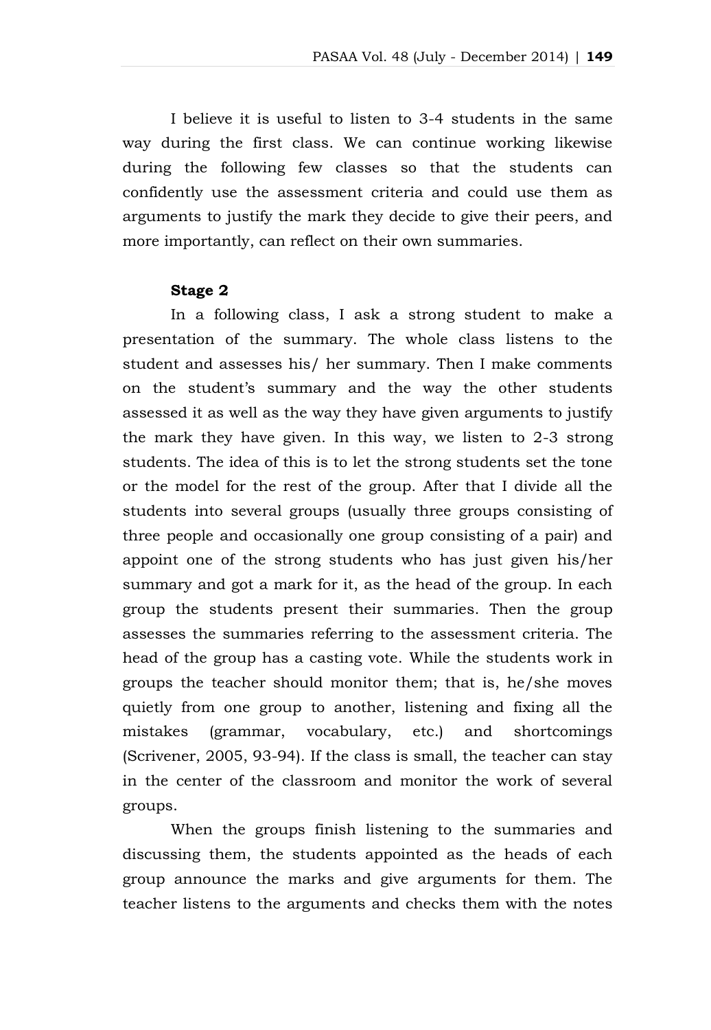I believe it is useful to listen to 3-4 students in the same way during the first class. We can continue working likewise during the following few classes so that the students can confidently use the assessment criteria and could use them as arguments to justify the mark they decide to give their peers, and more importantly, can reflect on their own summaries.

**Stage 2**

In a following class, I ask a strong student to make a presentation of the summary. The whole class listens to the student and assesses his/ her summary. Then I make comments on the student's summary and the way the other students assessed it as well as the way they have given arguments to justify the mark they have given. In this way, we listen to 2-3 strong students. The idea of this is to let the strong students set the tone or the model for the rest of the group. After that I divide all the students into several groups (usually three groups consisting of three people and occasionally one group consisting of a pair) and appoint one of the strong students who has just given his/her summary and got a mark for it, as the head of the group. In each group the students present their summaries. Then the group assesses the summaries referring to the assessment criteria. The head of the group has a casting vote. While the students work in groups the teacher should monitor them; that is, he/she moves quietly from one group to another, listening and fixing all the mistakes (grammar, vocabulary, etc.) and shortcomings (Scrivener, 2005, 93-94). If the class is small, the teacher can stay in the center of the classroom and monitor the work of several groups.

When the groups finish listening to the summaries and discussing them, the students appointed as the heads of each group announce the marks and give arguments for them. The teacher listens to the arguments and checks them with the notes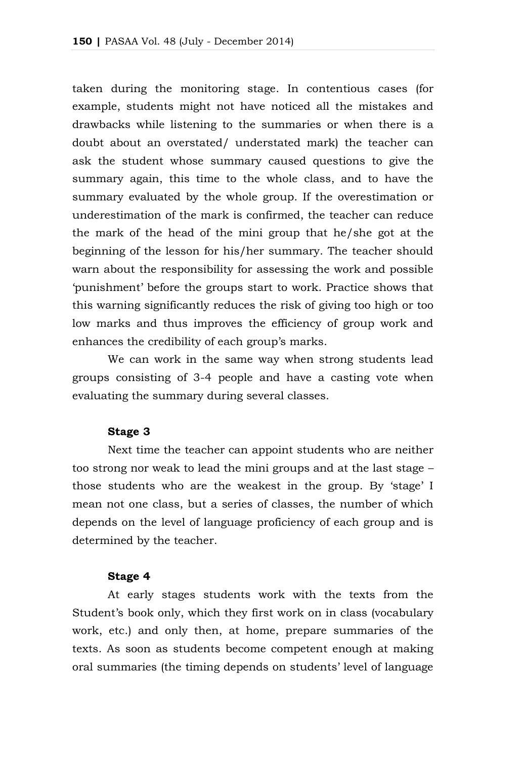taken during the monitoring stage. In contentious cases (for example, students might not have noticed all the mistakes and drawbacks while listening to the summaries or when there is a doubt about an overstated/ understated mark) the teacher can ask the student whose summary caused questions to give the summary again, this time to the whole class, and to have the summary evaluated by the whole group. If the overestimation or underestimation of the mark is confirmed, the teacher can reduce the mark of the head of the mini group that he/she got at the beginning of the lesson for his/her summary. The teacher should warn about the responsibility for assessing the work and possible 'punishment' before the groups start to work. Practice shows that this warning significantly reduces the risk of giving too high or too low marks and thus improves the efficiency of group work and enhances the credibility of each group's marks.

We can work in the same way when strong students lead groups consisting of 3-4 people and have a casting vote when evaluating the summary during several classes.

**Stage 3**

Next time the teacher can appoint students who are neither too strong nor weak to lead the mini groups and at the last stage – those students who are the weakest in the group. By 'stage' I mean not one class, but a series of classes, the number of which depends on the level of language proficiency of each group and is determined by the teacher.

**Stage 4**

At early stages students work with the texts from the Student's book only, which they first work on in class (vocabulary work, etc.) and only then, at home, prepare summaries of the texts. As soon as students become competent enough at making oral summaries (the timing depends on students' level of language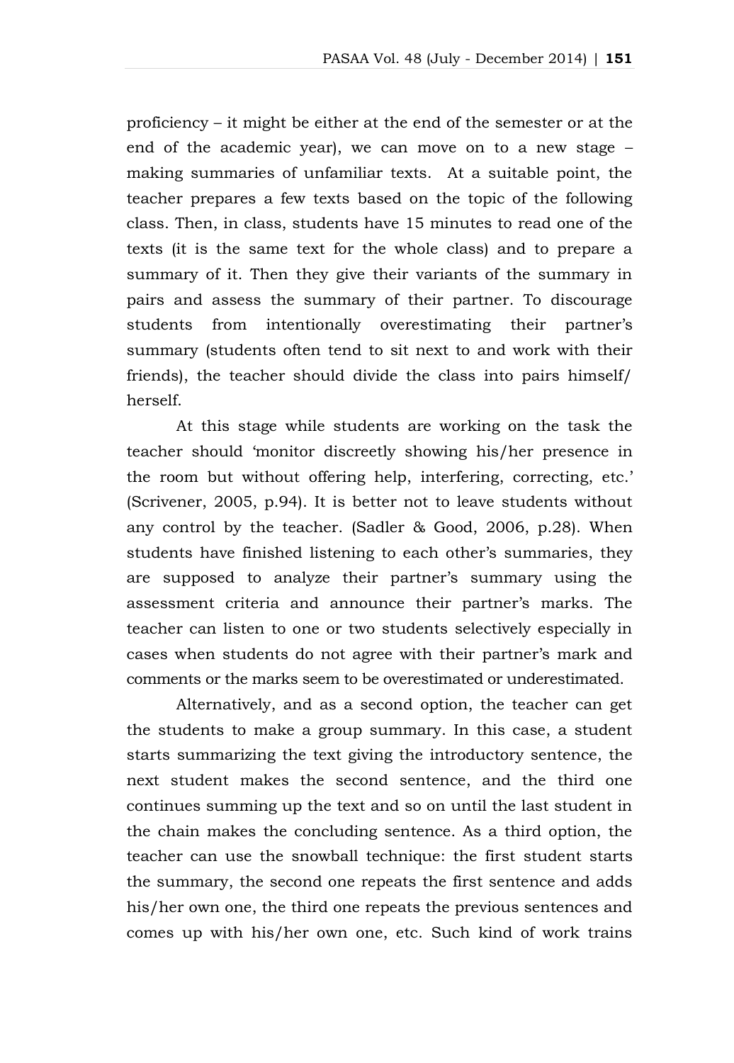proficiency – it might be either at the end of the semester or at the end of the academic year), we can move on to a new stage – making summaries of unfamiliar texts. At a suitable point, the teacher prepares a few texts based on the topic of the following class. Then, in class, students have 15 minutes to read one of the texts (it is the same text for the whole class) and to prepare a summary of it. Then they give their variants of the summary in pairs and assess the summary of their partner. To discourage students from intentionally overestimating their partner's summary (students often tend to sit next to and work with their friends), the teacher should divide the class into pairs himself/ herself.

At this stage while students are working on the task the teacher should 'monitor discreetly showing his/her presence in the room but without offering help, interfering, correcting, etc.' (Scrivener, 2005, p.94). It is better not to leave students without any control by the teacher. (Sadler & Good, 2006, p.28). When students have finished listening to each other's summaries, they are supposed to analyze their partner's summary using the assessment criteria and announce their partner's marks. The teacher can listen to one or two students selectively especially in cases when students do not agree with their partner's mark and comments or the marks seem to be overestimated or underestimated.

Alternatively, and as a second option, the teacher can get the students to make a group summary. In this case, a student starts summarizing the text giving the introductory sentence, the next student makes the second sentence, and the third one continues summing up the text and so on until the last student in the chain makes the concluding sentence. As a third option, the teacher can use the snowball technique: the first student starts the summary, the second one repeats the first sentence and adds his/her own one, the third one repeats the previous sentences and comes up with his/her own one, etc. Such kind of work trains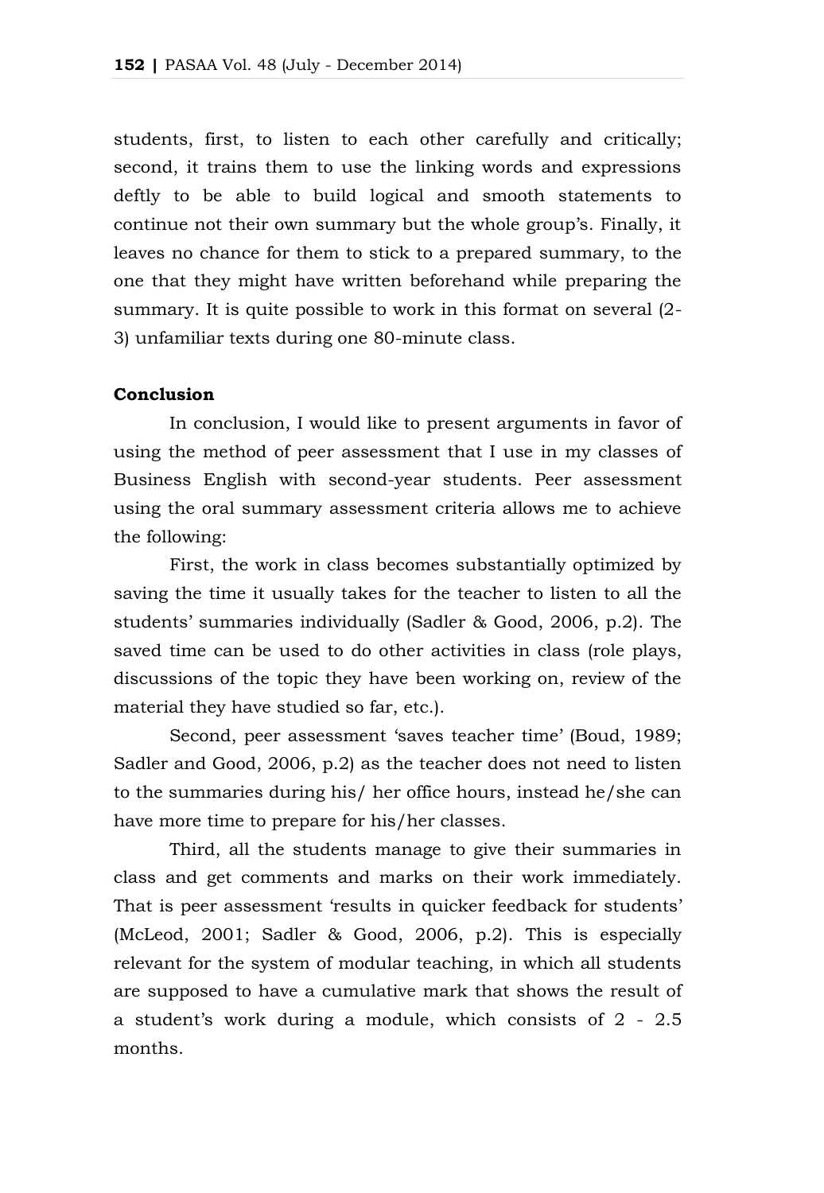students, first, to listen to each other carefully and critically; second, it trains them to use the linking words and expressions deftly to be able to build logical and smooth statements to continue not their own summary but the whole group's. Finally, it leaves no chance for them to stick to a prepared summary, to the one that they might have written beforehand while preparing the summary. It is quite possible to work in this format on several (2-3) unfamiliar texts during one 80-minute class.

**Conclusion**

In conclusion, I would like to present arguments in favor of using the method of peer assessment that I use in my classes of Business English with second-year students. Peer assessment using the oral summary assessment criteria allows me to achieve the following:

First, the work in class becomes substantially optimized by saving the time it usually takes for the teacher to listen to all the students' summaries individually (Sadler & Good, 2006, p.2). The saved time can be used to do other activities in class (role plays, discussions of the topic they have been working on, review of the material they have studied so far, etc.).

Second, peer assessment 'saves teacher time' (Boud, 1989; Sadler and Good, 2006, p.2) as the teacher does not need to listen to the summaries during his/ her office hours, instead he/she can have more time to prepare for his/her classes.

Third, all the students manage to give their summaries in class and get comments and marks on their work immediately. That is peer assessment 'results in quicker feedback for students' (McLeod, 2001; Sadler & Good, 2006, p.2). This is especially relevant for the system of modular teaching, in which all students are supposed to have a cumulative mark that shows the result of a student's work during a module, which consists of 2 - 2.5 months.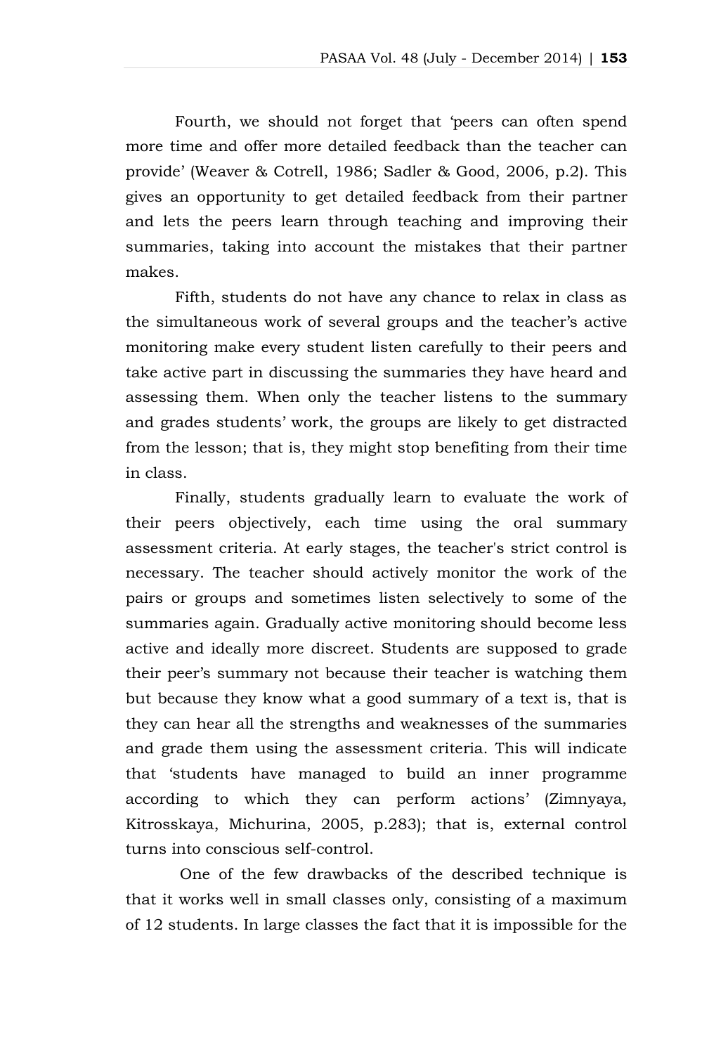Fourth, we should not forget that 'peers can often spend more time and offer more detailed feedback than the teacher can provide' (Weaver & Cotrell, 1986; Sadler & Good, 2006, p.2). This gives an opportunity to get detailed feedback from their partner and lets the peers learn through teaching and improving their summaries, taking into account the mistakes that their partner makes.

Fifth, students do not have any chance to relax in class as the simultaneous work of several groups and the teacher's active monitoring make every student listen carefully to their peers and take active part in discussing the summaries they have heard and assessing them. When only the teacher listens to the summary and grades students' work, the groups are likely to get distracted from the lesson; that is, they might stop benefiting from their time in class.

Finally, students gradually learn to evaluate the work of their peers objectively, each time using the oral summary assessment criteria. At early stages, the teacher's strict control is necessary. The teacher should actively monitor the work of the pairs or groups and sometimes listen selectively to some of the summaries again. Gradually active monitoring should become less active and ideally more discreet. Students are supposed to grade their peer's summary not because their teacher is watching them but because they know what a good summary of a text is, that is they can hear all the strengths and weaknesses of the summaries and grade them using the assessment criteria. This will indicate that 'students have managed to build an inner programme according to which they can perform actions' (Zimnyaya, Kitrosskaya, Michurina, 2005, p.283); that is, external control turns into conscious self-control.

One of the few drawbacks of the described technique is that it works well in small classes only, consisting of a maximum of 12 students. In large classes the fact that it is impossible for the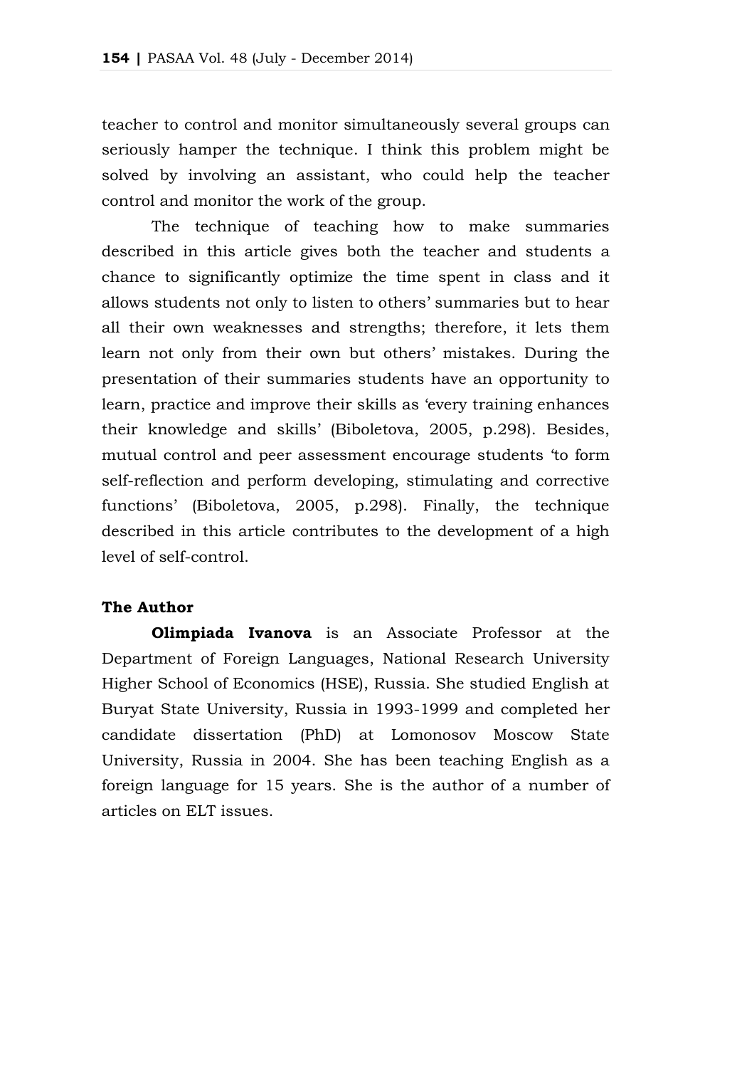teacher to control and monitor simultaneously several groups can seriously hamper the technique. I think this problem might be solved by involving an assistant, who could help the teacher control and monitor the work of the group.

The technique of teaching how to make summaries described in this article gives both the teacher and students a chance to significantly optimize the time spent in class and it allows students not only to listen to others' summaries but to hear all their own weaknesses and strengths; therefore, it lets them learn not only from their own but others' mistakes. During the presentation of their summaries students have an opportunity to learn, practice and improve their skills as 'every training enhances their knowledge and skills' (Biboletova, 2005, p.298). Besides, mutual control and peer assessment encourage students 'to form self-reflection and perform developing, stimulating and corrective functions' (Biboletova, 2005, p.298). Finally, the technique described in this article contributes to the development of a high level of self-control.

## The Author

**Olimpiada Ivanova** is an Associate Professor at the Department of Foreign Languages, National Research University Higher School of Economics (HSE), Russia. She studied English at Buryat State University, Russia in 1993-1999 and completed her candidate dissertation (PhD) at Lomonosov Moscow State University, Russia in 2004. She has been teaching English as a foreign language for 15 years. She is the author of a number of articles on ELT issues.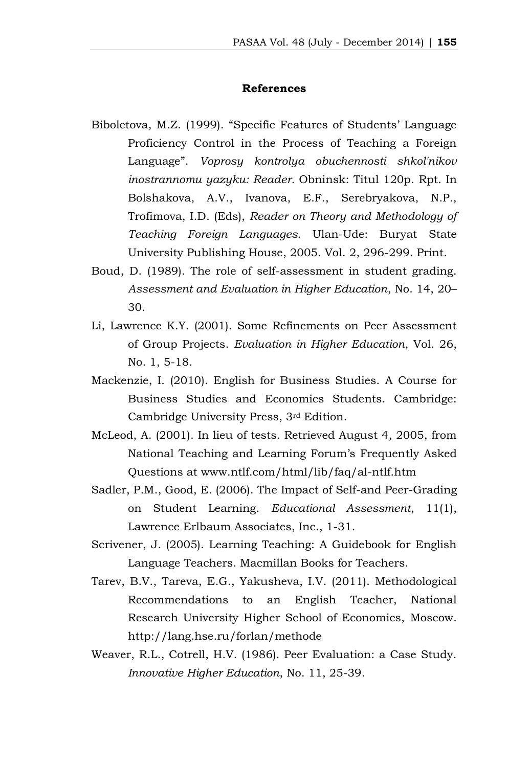## References

Biboletova, M.Z. (1999). "Specific Features of Students' Language Proficiency Control in the Process of Teaching a Foreign Language". *Voprosy kontrolya obuchennosti shkol'nikov inostrannomu yazyku: Reader.* Obninsk: Titul 120p. Rpt. In Bolshakova, A.V., Ivanova, E.F., Serebryakova, N.P., Trofimova, I.D. (Eds), *Reader on Theory and Methodology of Teaching Foreign Languages.* Ulan-Ude: Buryat State University Publishing House, 2005. Vol. 2, 296-299. Print.

Boud, D. (1989). The role of self-assessment in student grading. *Assessment and Evaluation in Higher Education*, No. 14, 20–30.

Li, Lawrence K.Y. (2001). Some Refinements on Peer Assessment of Group Projects. *Evaluation in Higher Education*, Vol. 26, No. 1, 5-18.

Mackenzie, I. (2010). English for Business Studies. A Course for Business Studies and Economics Students. Cambridge: Cambridge University Press, 3rd Edition.

McLeod, A. (2001). In lieu of tests. Retrieved August 4, 2005, from National Teaching and Learning Forum's Frequently Asked Questions at www.ntlf.com/html/lib/faq/al-ntlf.htm

Sadler, P.M., Good, E. (2006). The Impact of Self-and Peer-Grading on Student Learning. *Educational Assessment*, 11(1), Lawrence Erlbaum Associates, Inc., 1-31.

Scrivener, J. (2005). Learning Teaching: A Guidebook for English Language Teachers. Macmillan Books for Teachers.

Tarev, B.V., Tareva, E.G., Yakusheva, I.V. (2011). Methodological Recommendations to an English Teacher, National Research University Higher School of Economics, Moscow. http://lang.hse.ru/forlan/methode

Weaver, R.L., Cotrell, H.V. (1986). Peer Evaluation: a Case Study. *Innovative Higher Education*, No. 11, 25-39.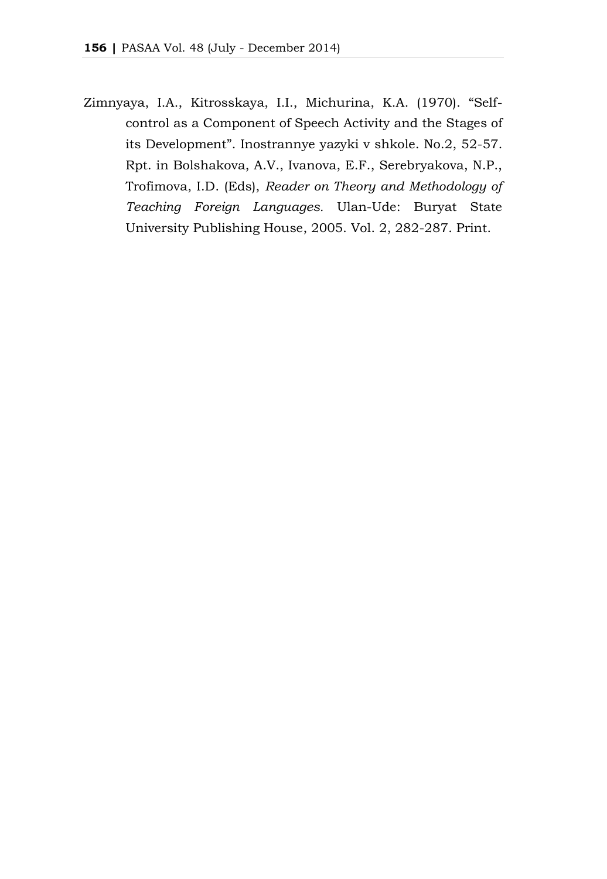Zimnyaya, I.A., Kitrosskaya, I.I., Michurina, K.A. (1970). "Self-control as a Component of Speech Activity and the Stages of its Development". Inostrannye yazyki v shkole. No.2, 52-57. Rpt. in Bolshakova, A.V., Ivanova, E.F., Serebryakova, N.P., Trofimova, I.D. (Eds), *Reader on Theory and Methodology of Teaching Foreign Languages.* Ulan-Ude: Buryat State University Publishing House, 2005. Vol. 2, 282-287. Print.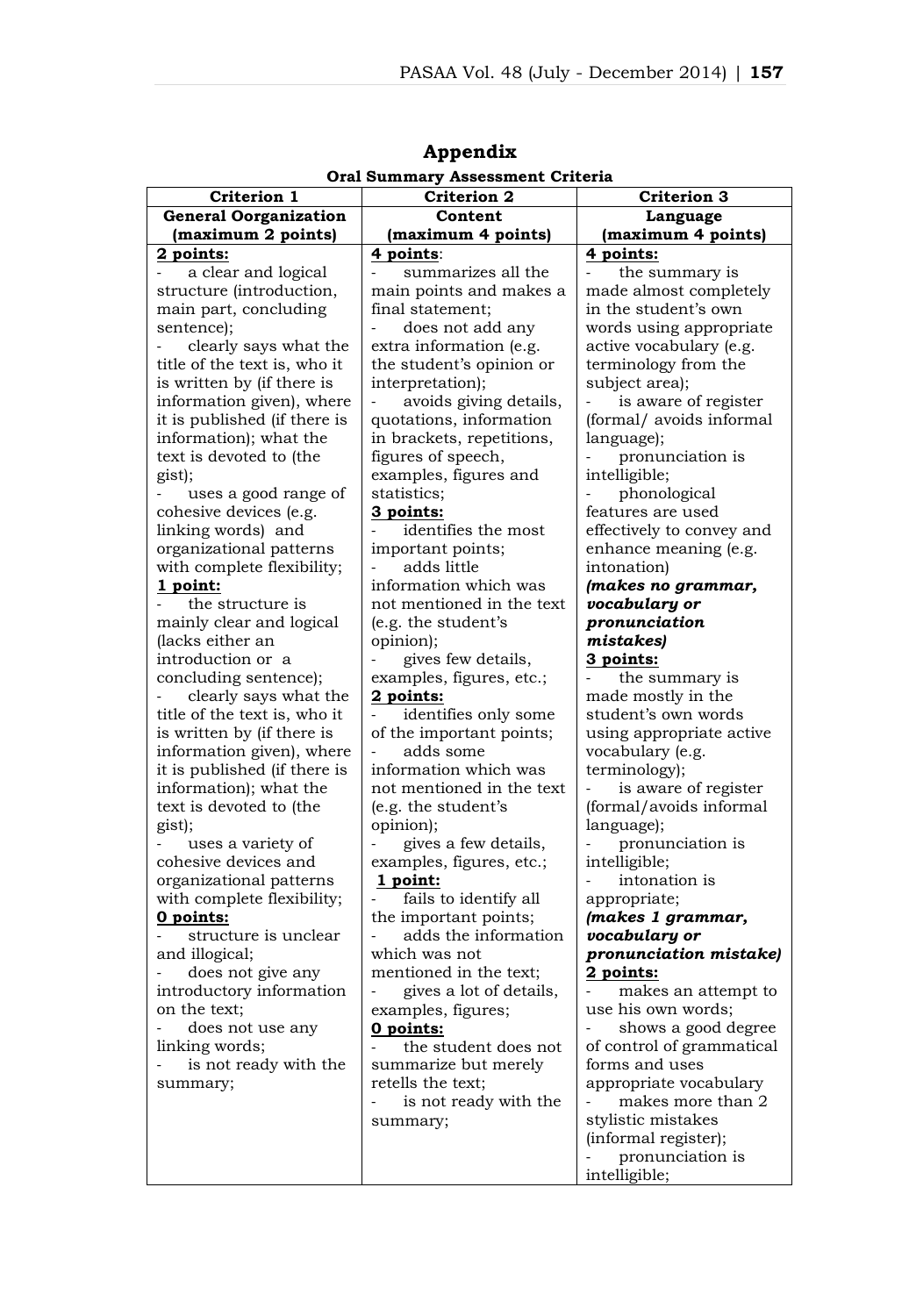# Appendix

**Oral Summary Assessment Criteria**

| Criterion 1 | Criterion 2 | Criterion 3 |
|---|---|---|
| **General Oorganization (maximum 2 points)** | **Content (maximum 4 points)** | **Language (maximum 4 points)** |
| **2 points:**<br>- a clear and logical structure (introduction, main part, concluding sentence);<br>- clearly says what the title of the text is, who it is written by (if there is information given), where it is published (if there is information); what the text is devoted to (the gist);<br>- uses a good range of cohesive devices (e.g. linking words) and organizational patterns with complete flexibility;<br>**1 point:**<br>- the structure is mainly clear and logical (lacks either an introduction or a concluding sentence);<br>- clearly says what the title of the text is, who it is written by (if there is information given), where it is published (if there is information); what the text is devoted to (the gist);<br>- uses a variety of cohesive devices and organizational patterns with complete flexibility;<br>**0 points:**<br>- structure is unclear and illogical;<br>- does not give any introductory information on the text;<br>- does not use any linking words;<br>- is not ready with the summary; | **4 points**:<br>- summarizes all the main points and makes a final statement;<br>- does not add any extra information (e.g. the student's opinion or interpretation);<br>- avoids giving details, quotations, information in brackets, repetitions, figures of speech, examples, figures and statistics;<br>**3 points:**<br>- identifies the most important points;<br>- adds little information which was not mentioned in the text (e.g. the student's opinion);<br>- gives few details, examples, figures, etc.;<br>**2 points:**<br>- identifies only some of the important points;<br>- adds some information which was not mentioned in the text (e.g. the student's opinion);<br>- gives a few details, examples, figures, etc.;<br>**1 point:**<br>- fails to identify all the important points;<br>- adds the information which was not mentioned in the text;<br>- gives a lot of details, examples, figures;<br>**0 points:**<br>- the student does not summarize but merely retells the text;<br>- is not ready with the summary; | **4 points:**<br>- the summary is made almost completely in the student's own words using appropriate active vocabulary (e.g. terminology from the subject area);<br>- is aware of register (formal/ avoids informal language);<br>- pronunciation is intelligible;<br>- phonological features are used effectively to convey and enhance meaning (e.g. intonation)<br>***(makes no grammar, vocabulary or pronunciation mistakes)***<br>**3 points:**<br>- the summary is made mostly in the student's own words using appropriate active vocabulary (e.g. terminology);<br>- is aware of register (formal/avoids informal language);<br>- pronunciation is intelligible;<br>- intonation is appropriate;<br>***(makes 1 grammar, vocabulary or pronunciation mistake)***<br>**2 points:**<br>- makes an attempt to use his own words;<br>- shows a good degree of control of grammatical forms and uses appropriate vocabulary<br>- makes more than 2 stylistic mistakes (informal register);<br>- pronunciation is intelligible; |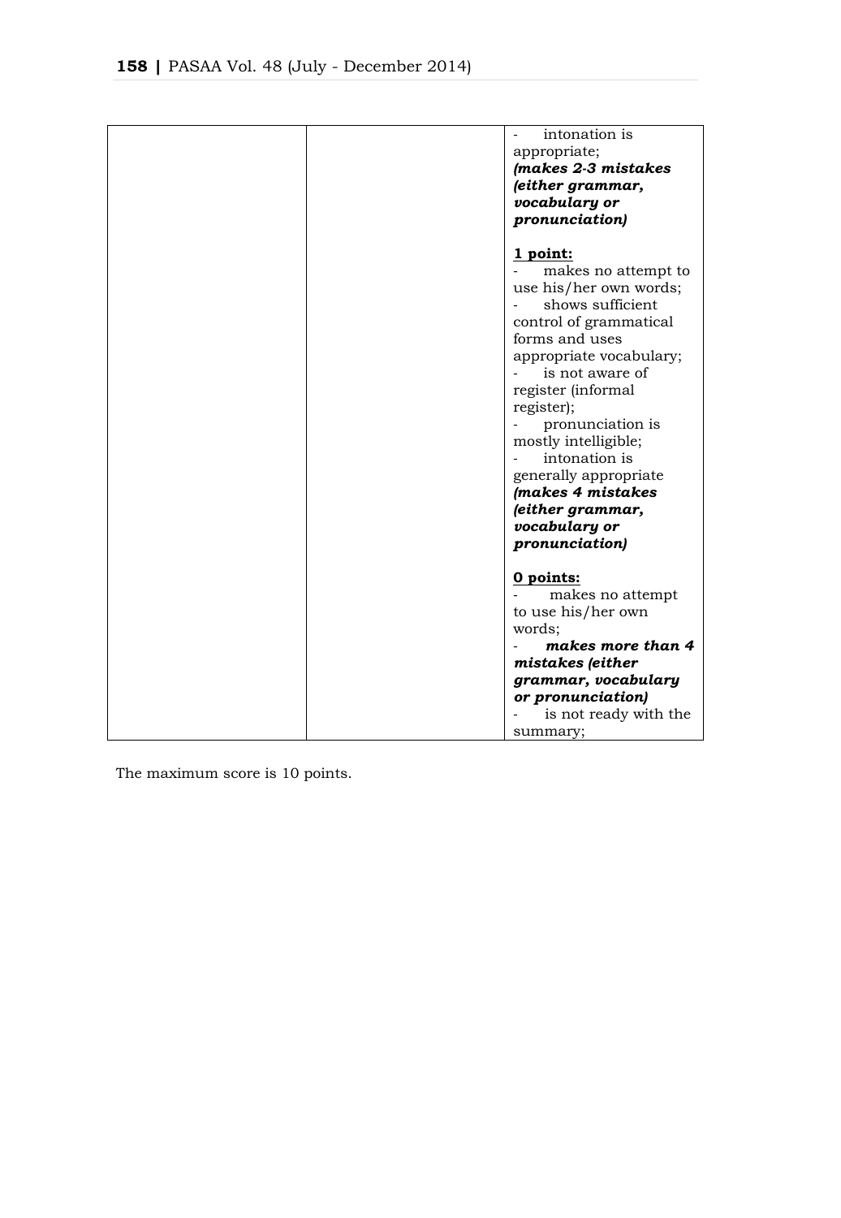| | | |
|---|---|---|
| | | - intonation is appropriate; ***(makes 2-3 mistakes (either grammar, vocabulary or pronunciation)***<br><br>**1 point:**<br>- makes no attempt to use his/her own words;<br>- shows sufficient control of grammatical forms and uses appropriate vocabulary;<br>- is not aware of register (informal register);<br>- pronunciation is mostly intelligible;<br>- intonation is generally appropriate ***(makes 4 mistakes (either grammar, vocabulary or pronunciation)***<br><br>**0 points:**<br>- makes no attempt to use his/her own words;<br>- ***makes more than 4 mistakes (either grammar, vocabulary or pronunciation)***<br>- is not ready with the summary; |

The maximum score is 10 points.